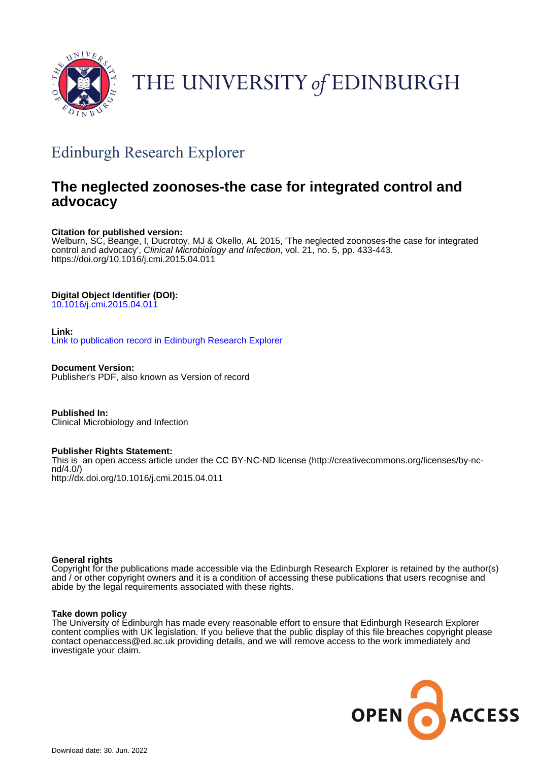THE UNIVERSITY *of* EDINBURGH

## Edinburgh Research Explorer

# The neglected zoonoses-the case for integrated control and advocacy

**Citation for published version:**
Welburn, SC, Beange, I, Ducrotoy, MJ & Okello, AL 2015, 'The neglected zoonoses-the case for integrated control and advocacy', *Clinical Microbiology and Infection*, vol. 21, no. 5, pp. 433-443.
https://doi.org/10.1016/j.cmi.2015.04.011

**Digital Object Identifier (DOI):**
10.1016/j.cmi.2015.04.011

**Link:**
Link to publication record in Edinburgh Research Explorer

**Document Version:**
Publisher's PDF, also known as Version of record

**Published In:**
Clinical Microbiology and Infection

**Publisher Rights Statement:**
This is an open access article under the CC BY-NC-ND license (http://creativecommons.org/licenses/by-nc-nd/4.0/)
http://dx.doi.org/10.1016/j.cmi.2015.04.011

**General rights**
Copyright for the publications made accessible via the Edinburgh Research Explorer is retained by the author(s) and / or other copyright owners and it is a condition of accessing these publications that users recognise and abide by the legal requirements associated with these rights.

**Take down policy**
The University of Edinburgh has made every reasonable effort to ensure that Edinburgh Research Explorer content complies with UK legislation. If you believe that the public display of this file breaches copyright please contact openaccess@ed.ac.uk providing details, and we will remove access to the work immediately and investigate your claim.

OPEN ACCESS

Download date: 30. Jun. 2022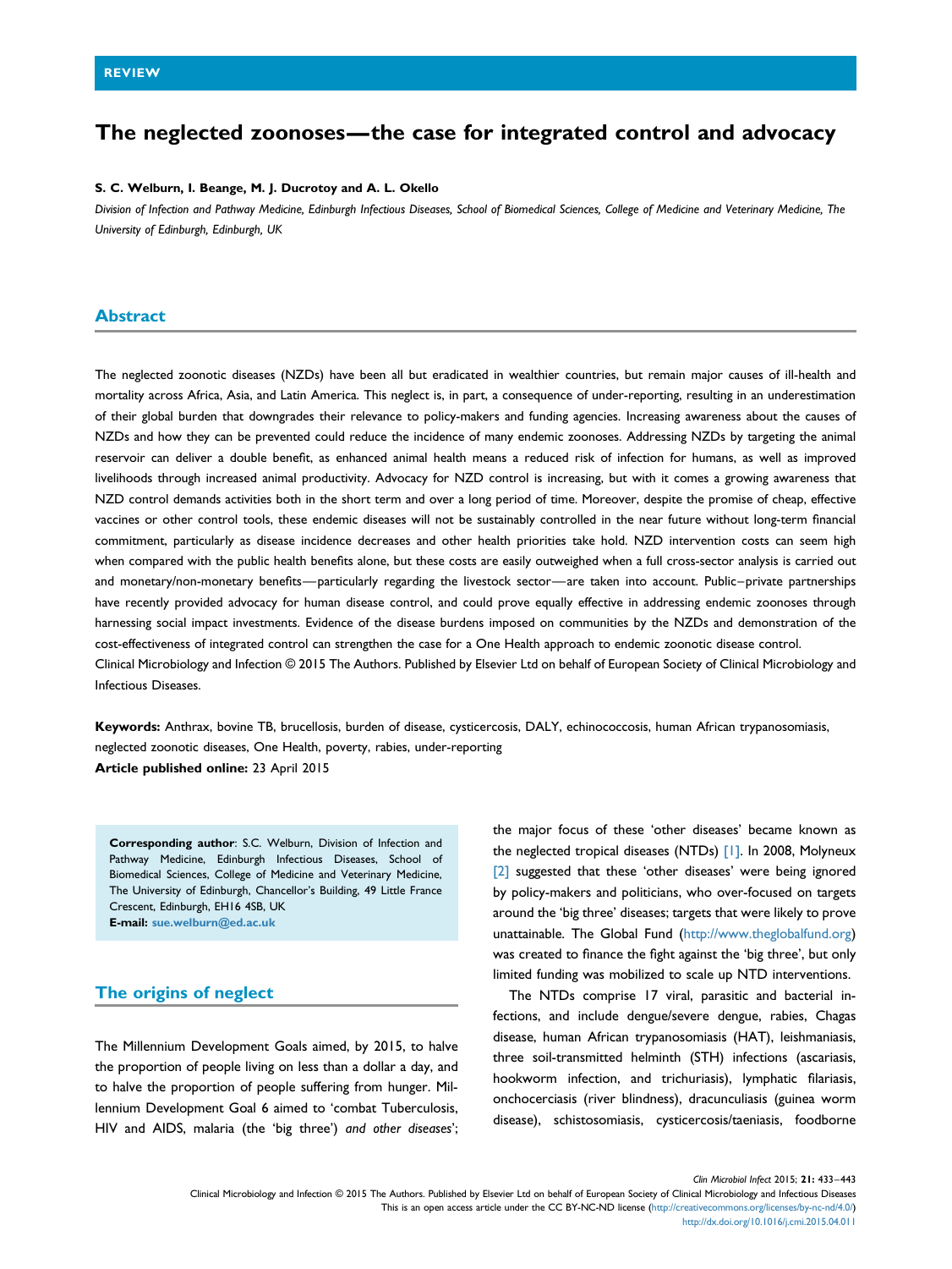REVIEW

# The neglected zoonoses—the case for integrated control and advocacy

**S. C. Welburn, I. Beange, M. J. Ducrotoy and A. L. Okello**

*Division of Infection and Pathway Medicine, Edinburgh Infectious Diseases, School of Biomedical Sciences, College of Medicine and Veterinary Medicine, The University of Edinburgh, Edinburgh, UK*

## Abstract

The neglected zoonotic diseases (NZDs) have been all but eradicated in wealthier countries, but remain major causes of ill-health and mortality across Africa, Asia, and Latin America. This neglect is, in part, a consequence of under-reporting, resulting in an underestimation of their global burden that downgrades their relevance to policy-makers and funding agencies. Increasing awareness about the causes of NZDs and how they can be prevented could reduce the incidence of many endemic zoonoses. Addressing NZDs by targeting the animal reservoir can deliver a double benefit, as enhanced animal health means a reduced risk of infection for humans, as well as improved livelihoods through increased animal productivity. Advocacy for NZD control is increasing, but with it comes a growing awareness that NZD control demands activities both in the short term and over a long period of time. Moreover, despite the promise of cheap, effective vaccines or other control tools, these endemic diseases will not be sustainably controlled in the near future without long-term financial commitment, particularly as disease incidence decreases and other health priorities take hold. NZD intervention costs can seem high when compared with the public health benefits alone, but these costs are easily outweighed when a full cross-sector analysis is carried out and monetary/non-monetary benefits—particularly regarding the livestock sector—are taken into account. Public–private partnerships have recently provided advocacy for human disease control, and could prove equally effective in addressing endemic zoonoses through harnessing social impact investments. Evidence of the disease burdens imposed on communities by the NZDs and demonstration of the cost-effectiveness of integrated control can strengthen the case for a One Health approach to endemic zoonotic disease control.

Clinical Microbiology and Infection © 2015 The Authors. Published by Elsevier Ltd on behalf of European Society of Clinical Microbiology and Infectious Diseases.

**Keywords:** Anthrax, bovine TB, brucellosis, burden of disease, cysticercosis, DALY, echinococcosis, human African trypanosomiasis, neglected zoonotic diseases, One Health, poverty, rabies, under-reporting

**Article published online:** 23 April 2015

**Corresponding author**: S.C. Welburn, Division of Infection and Pathway Medicine, Edinburgh Infectious Diseases, School of Biomedical Sciences, College of Medicine and Veterinary Medicine, The University of Edinburgh, Chancellor's Building, 49 Little France Crescent, Edinburgh, EH16 4SB, UK
**E-mail:** sue.welburn@ed.ac.uk

## The origins of neglect

The Millennium Development Goals aimed, by 2015, to halve the proportion of people living on less than a dollar a day, and to halve the proportion of people suffering from hunger. Millennium Development Goal 6 aimed to 'combat Tuberculosis, HIV and AIDS, malaria (the 'big three') *and other diseases*'; the major focus of these 'other diseases' became known as the neglected tropical diseases (NTDs) [1]. In 2008, Molyneux [2] suggested that these 'other diseases' were being ignored by policy-makers and politicians, who over-focused on targets around the 'big three' diseases; targets that were likely to prove unattainable. The Global Fund (http://www.theglobalfund.org) was created to finance the fight against the 'big three', but only limited funding was mobilized to scale up NTD interventions.

The NTDs comprise 17 viral, parasitic and bacterial infections, and include dengue/severe dengue, rabies, Chagas disease, human African trypanosomiasis (HAT), leishmaniasis, three soil-transmitted helminth (STH) infections (ascariasis, hookworm infection, and trichuriasis), lymphatic filariasis, onchocerciasis (river blindness), dracunculiasis (guinea worm disease), schistosomiasis, cysticercosis/taeniasis, foodborne

This is an open access article under the CC BY-NC-ND license (http://creativecommons.org/licenses/by-nc-nd/4.0/)
http://dx.doi.org/10.1016/j.cmi.2015.04.011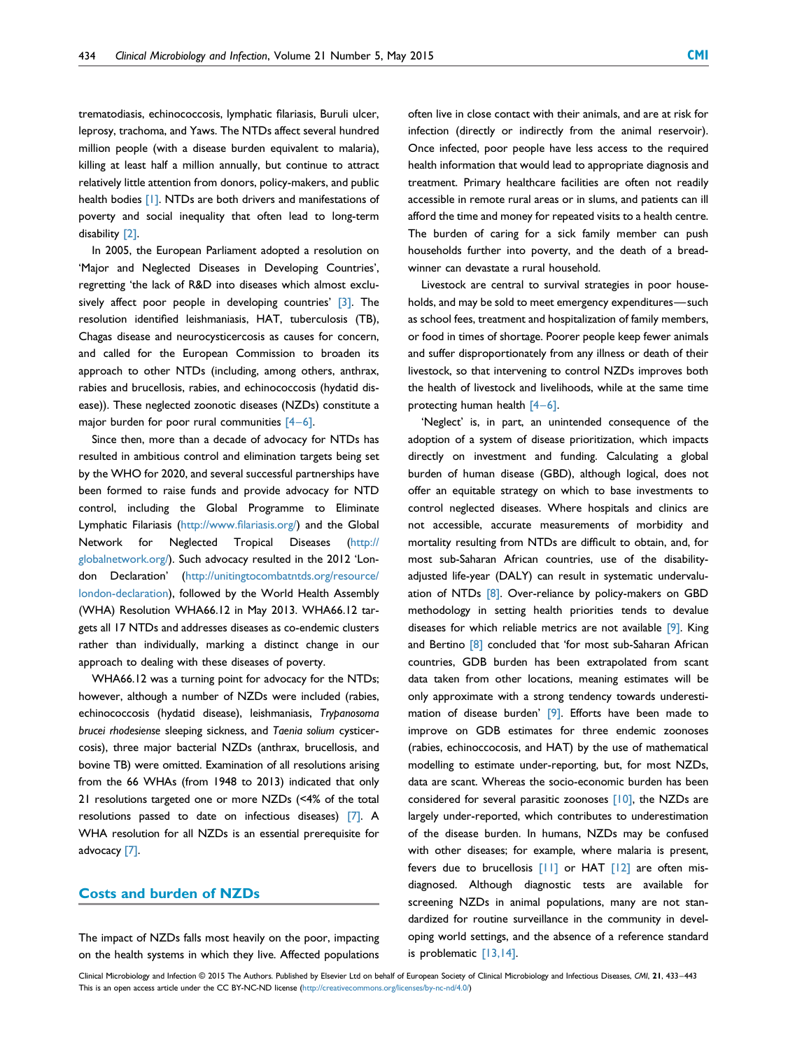trematodiasis, echinococcosis, lymphatic filariasis, Buruli ulcer, leprosy, trachoma, and Yaws. The NTDs affect several hundred million people (with a disease burden equivalent to malaria), killing at least half a million annually, but continue to attract relatively little attention from donors, policy-makers, and public health bodies [1]. NTDs are both drivers and manifestations of poverty and social inequality that often lead to long-term disability [2].

In 2005, the European Parliament adopted a resolution on 'Major and Neglected Diseases in Developing Countries', regretting 'the lack of R&D into diseases which almost exclusively affect poor people in developing countries' [3]. The resolution identified leishmaniasis, HAT, tuberculosis (TB), Chagas disease and neurocysticercosis as causes for concern, and called for the European Commission to broaden its approach to other NTDs (including, among others, anthrax, rabies and brucellosis, rabies, and echinococcosis (hydatid disease)). These neglected zoonotic diseases (NZDs) constitute a major burden for poor rural communities [4–6].

Since then, more than a decade of advocacy for NTDs has resulted in ambitious control and elimination targets being set by the WHO for 2020, and several successful partnerships have been formed to raise funds and provide advocacy for NTD control, including the Global Programme to Eliminate Lymphatic Filariasis (http://www.filariasis.org/) and the Global Network for Neglected Tropical Diseases (http://globalnetwork.org/). Such advocacy resulted in the 2012 'London Declaration' (http://unitingtocombatntds.org/resource/london-declaration), followed by the World Health Assembly (WHA) Resolution WHA66.12 in May 2013. WHA66.12 targets all 17 NTDs and addresses diseases as co-endemic clusters rather than individually, marking a distinct change in our approach to dealing with these diseases of poverty.

WHA66.12 was a turning point for advocacy for the NTDs; however, although a number of NZDs were included (rabies, echinococcosis (hydatid disease), leishmaniasis, *Trypanosoma brucei rhodesiense* sleeping sickness, and *Taenia solium* cysticercosis), three major bacterial NZDs (anthrax, brucellosis, and bovine TB) were omitted. Examination of all resolutions arising from the 66 WHAs (from 1948 to 2013) indicated that only 21 resolutions targeted one or more NZDs (<4% of the total resolutions passed to date on infectious diseases) [7]. A WHA resolution for all NZDs is an essential prerequisite for advocacy [7].

## Costs and burden of NZDs

The impact of NZDs falls most heavily on the poor, impacting on the health systems in which they live. Affected populations often live in close contact with their animals, and are at risk for infection (directly or indirectly from the animal reservoir). Once infected, poor people have less access to the required health information that would lead to appropriate diagnosis and treatment. Primary healthcare facilities are often not readily accessible in remote rural areas or in slums, and patients can ill afford the time and money for repeated visits to a health centre. The burden of caring for a sick family member can push households further into poverty, and the death of a breadwinner can devastate a rural household.

Livestock are central to survival strategies in poor households, and may be sold to meet emergency expenditures—such as school fees, treatment and hospitalization of family members, or food in times of shortage. Poorer people keep fewer animals and suffer disproportionately from any illness or death of their livestock, so that intervening to control NZDs improves both the health of livestock and livelihoods, while at the same time protecting human health [4–6].

'Neglect' is, in part, an unintended consequence of the adoption of a system of disease prioritization, which impacts directly on investment and funding. Calculating a global burden of human disease (GBD), although logical, does not offer an equitable strategy on which to base investments to control neglected diseases. Where hospitals and clinics are not accessible, accurate measurements of morbidity and mortality resulting from NTDs are difficult to obtain, and, for most sub-Saharan African countries, use of the disability-adjusted life-year (DALY) can result in systematic undervaluation of NTDs [8]. Over-reliance by policy-makers on GBD methodology in setting health priorities tends to devalue diseases for which reliable metrics are not available [9]. King and Bertino [8] concluded that 'for most sub-Saharan African countries, GDB burden has been extrapolated from scant data taken from other locations, meaning estimates will be only approximate with a strong tendency towards underestimation of disease burden' [9]. Efforts have been made to improve on GDB estimates for three endemic zoonoses (rabies, echinococcosis, and HAT) by the use of mathematical modelling to estimate under-reporting, but, for most NZDs, data are scant. Whereas the socio-economic burden has been considered for several parasitic zoonoses [10], the NZDs are largely under-reported, which contributes to underestimation of the disease burden. In humans, NZDs may be confused with other diseases; for example, where malaria is present, fevers due to brucellosis [11] or HAT [12] are often misdiagnosed. Although diagnostic tests are available for screening NZDs in animal populations, many are not standardized for routine surveillance in the community in developing world settings, and the absence of a reference standard is problematic [13,14].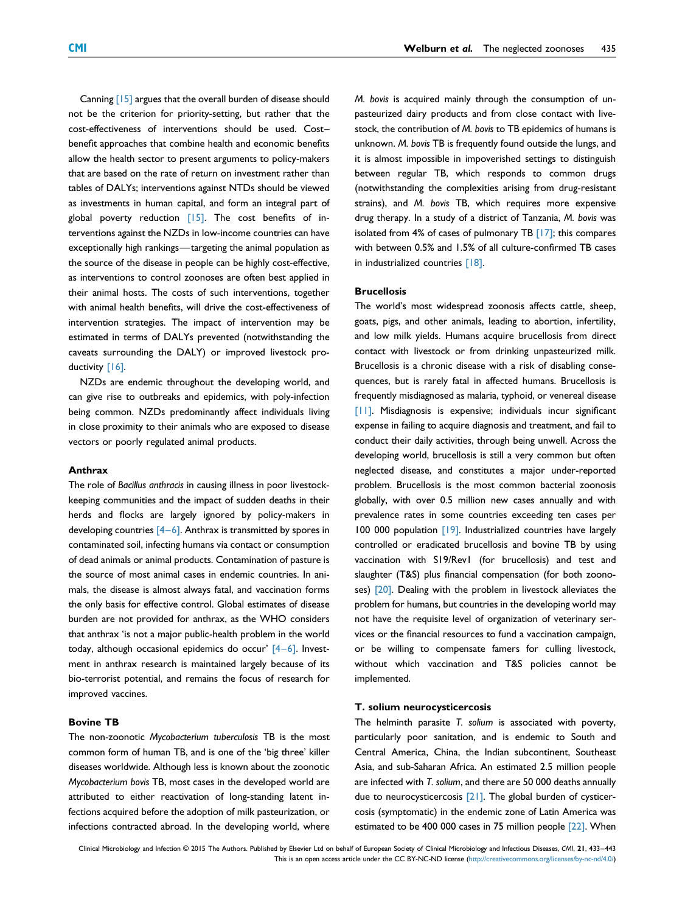Canning [15] argues that the overall burden of disease should not be the criterion for priority-setting, but rather that the cost-effectiveness of interventions should be used. Cost–benefit approaches that combine health and economic benefits allow the health sector to present arguments to policy-makers that are based on the rate of return on investment rather than tables of DALYs; interventions against NTDs should be viewed as investments in human capital, and form an integral part of global poverty reduction [15]. The cost benefits of interventions against the NZDs in low-income countries can have exceptionally high rankings—targeting the animal population as the source of the disease in people can be highly cost-effective, as interventions to control zoonoses are often best applied in their animal hosts. The costs of such interventions, together with animal health benefits, will drive the cost-effectiveness of intervention strategies. The impact of intervention may be estimated in terms of DALYs prevented (notwithstanding the caveats surrounding the DALY) or improved livestock productivity [16].

NZDs are endemic throughout the developing world, and can give rise to outbreaks and epidemics, with poly-infection being common. NZDs predominantly affect individuals living in close proximity to their animals who are exposed to disease vectors or poorly regulated animal products.

### Anthrax

The role of *Bacillus anthracis* in causing illness in poor livestock-keeping communities and the impact of sudden deaths in their herds and flocks are largely ignored by policy-makers in developing countries [4–6]. Anthrax is transmitted by spores in contaminated soil, infecting humans via contact or consumption of dead animals or animal products. Contamination of pasture is the source of most animal cases in endemic countries. In animals, the disease is almost always fatal, and vaccination forms the only basis for effective control. Global estimates of disease burden are not provided for anthrax, as the WHO considers that anthrax 'is not a major public-health problem in the world today, although occasional epidemics do occur' [4–6]. Investment in anthrax research is maintained largely because of its bio-terrorist potential, and remains the focus of research for improved vaccines.

### Bovine TB

The non-zoonotic *Mycobacterium tuberculosis* TB is the most common form of human TB, and is one of the 'big three' killer diseases worldwide. Although less is known about the zoonotic *Mycobacterium bovis* TB, most cases in the developed world are attributed to either reactivation of long-standing latent infections acquired before the adoption of milk pasteurization, or infections contracted abroad. In the developing world, where *M. bovis* is acquired mainly through the consumption of unpasteurized dairy products and from close contact with livestock, the contribution of *M. bovis* to TB epidemics of humans is unknown. *M. bovis* TB is frequently found outside the lungs, and it is almost impossible in impoverished settings to distinguish between regular TB, which responds to common drugs (notwithstanding the complexities arising from drug-resistant strains), and *M. bovis* TB, which requires more expensive drug therapy. In a study of a district of Tanzania, *M. bovis* was isolated from 4% of cases of pulmonary TB [17]; this compares with between 0.5% and 1.5% of all culture-confirmed TB cases in industrialized countries [18].

### Brucellosis

The world's most widespread zoonosis affects cattle, sheep, goats, pigs, and other animals, leading to abortion, infertility, and low milk yields. Humans acquire brucellosis from direct contact with livestock or from drinking unpasteurized milk. Brucellosis is a chronic disease with a risk of disabling consequences, but is rarely fatal in affected humans. Brucellosis is frequently misdiagnosed as malaria, typhoid, or venereal disease [11]. Misdiagnosis is expensive; individuals incur significant expense in failing to acquire diagnosis and treatment, and fail to conduct their daily activities, through being unwell. Across the developing world, brucellosis is still a very common but often neglected disease, and constitutes a major under-reported problem. Brucellosis is the most common bacterial zoonosis globally, with over 0.5 million new cases annually and with prevalence rates in some countries exceeding ten cases per 100 000 population [19]. Industrialized countries have largely controlled or eradicated brucellosis and bovine TB by using vaccination with S19/Rev1 (for brucellosis) and test and slaughter (T&S) plus financial compensation (for both zoonoses) [20]. Dealing with the problem in livestock alleviates the problem for humans, but countries in the developing world may not have the requisite level of organization of veterinary services or the financial resources to fund a vaccination campaign, or be willing to compensate famers for culling livestock, without which vaccination and T&S policies cannot be implemented.

### T. solium neurocysticercosis

The helminth parasite *T. solium* is associated with poverty, particularly poor sanitation, and is endemic to South and Central America, China, the Indian subcontinent, Southeast Asia, and sub-Saharan Africa. An estimated 2.5 million people are infected with *T. solium*, and there are 50 000 deaths annually due to neurocysticercosis [21]. The global burden of cysticercosis (symptomatic) in the endemic zone of Latin America was estimated to be 400 000 cases in 75 million people [22]. When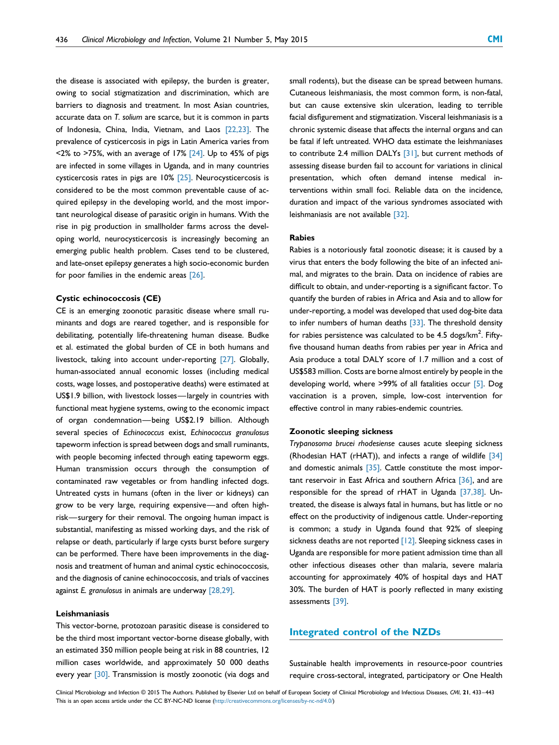the disease is associated with epilepsy, the burden is greater, owing to social stigmatization and discrimination, which are barriers to diagnosis and treatment. In most Asian countries, accurate data on *T. solium* are scarce, but it is common in parts of Indonesia, China, India, Vietnam, and Laos [22,23]. The prevalence of cysticercosis in pigs in Latin America varies from <2% to >75%, with an average of 17% [24]. Up to 45% of pigs are infected in some villages in Uganda, and in many countries cysticercosis rates in pigs are 10% [25]. Neurocysticercosis is considered to be the most common preventable cause of acquired epilepsy in the developing world, and the most important neurological disease of parasitic origin in humans. With the rise in pig production in smallholder farms across the developing world, neurocysticercosis is increasingly becoming an emerging public health problem. Cases tend to be clustered, and late-onset epilepsy generates a high socio-economic burden for poor families in the endemic areas [26].

### Cystic echinococcosis (CE)

CE is an emerging zoonotic parasitic disease where small ruminants and dogs are reared together, and is responsible for debilitating, potentially life-threatening human disease. Budke et al. estimated the global burden of CE in both humans and livestock, taking into account under-reporting [27]. Globally, human-associated annual economic losses (including medical costs, wage losses, and postoperative deaths) were estimated at US$1.9 billion, with livestock losses—largely in countries with functional meat hygiene systems, owing to the economic impact of organ condemnation—being US$2.19 billion. Although several species of *Echinococcus* exist, *Echinococcus granulosus* tapeworm infection is spread between dogs and small ruminants, with people becoming infected through eating tapeworm eggs. Human transmission occurs through the consumption of contaminated raw vegetables or from handling infected dogs. Untreated cysts in humans (often in the liver or kidneys) can grow to be very large, requiring expensive—and often high-risk—surgery for their removal. The ongoing human impact is substantial, manifesting as missed working days, and the risk of relapse or death, particularly if large cysts burst before surgery can be performed. There have been improvements in the diagnosis and treatment of human and animal cystic echinococcosis, and the diagnosis of canine echinococcosis, and trials of vaccines against *E. granulosus* in animals are underway [28,29].

### Leishmaniasis

This vector-borne, protozoan parasitic disease is considered to be the third most important vector-borne disease globally, with an estimated 350 million people being at risk in 88 countries, 12 million cases worldwide, and approximately 50 000 deaths every year [30]. Transmission is mostly zoonotic (via dogs and small rodents), but the disease can be spread between humans. Cutaneous leishmaniasis, the most common form, is non-fatal, but can cause extensive skin ulceration, leading to terrible facial disfigurement and stigmatization. Visceral leishmaniasis is a chronic systemic disease that affects the internal organs and can be fatal if left untreated. WHO data estimate the leishmaniases to contribute 2.4 million DALYs [31], but current methods of assessing disease burden fail to account for variations in clinical presentation, which often demand intense medical interventions within small foci. Reliable data on the incidence, duration and impact of the various syndromes associated with leishmaniasis are not available [32].

### Rabies

Rabies is a notoriously fatal zoonotic disease; it is caused by a virus that enters the body following the bite of an infected animal, and migrates to the brain. Data on incidence of rabies are difficult to obtain, and under-reporting is a significant factor. To quantify the burden of rabies in Africa and Asia and to allow for under-reporting, a model was developed that used dog-bite data to infer numbers of human deaths [33]. The threshold density for rabies persistence was calculated to be 4.5 dogs/km$^2$. Fifty-five thousand human deaths from rabies per year in Africa and Asia produce a total DALY score of 1.7 million and a cost of US$583 million. Costs are borne almost entirely by people in the developing world, where >99% of all fatalities occur [5]. Dog vaccination is a proven, simple, low-cost intervention for effective control in many rabies-endemic countries.

### Zoonotic sleeping sickness

*Trypanosoma brucei rhodesiense* causes acute sleeping sickness (Rhodesian HAT (rHAT)), and infects a range of wildlife [34] and domestic animals [35]. Cattle constitute the most important reservoir in East Africa and southern Africa [36], and are responsible for the spread of rHAT in Uganda [37,38]. Untreated, the disease is always fatal in humans, but has little or no effect on the productivity of indigenous cattle. Under-reporting is common; a study in Uganda found that 92% of sleeping sickness deaths are not reported [12]. Sleeping sickness cases in Uganda are responsible for more patient admission time than all other infectious diseases other than malaria, severe malaria accounting for approximately 40% of hospital days and HAT 30%. The burden of HAT is poorly reflected in many existing assessments [39].

## Integrated control of the NZDs

Sustainable health improvements in resource-poor countries require cross-sectoral, integrated, participatory or One Health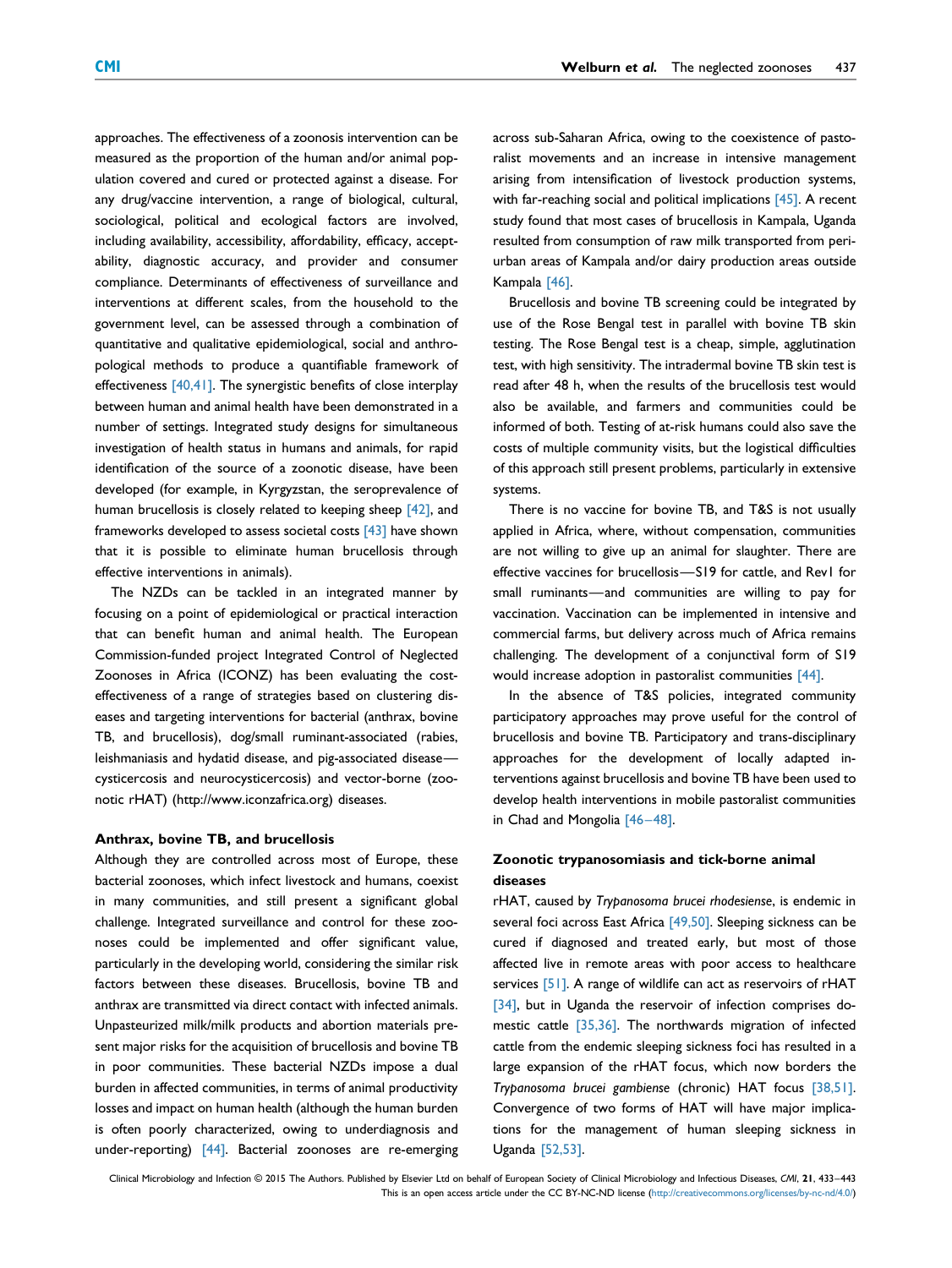approaches. The effectiveness of a zoonosis intervention can be measured as the proportion of the human and/or animal population covered and cured or protected against a disease. For any drug/vaccine intervention, a range of biological, cultural, sociological, political and ecological factors are involved, including availability, accessibility, affordability, efficacy, acceptability, diagnostic accuracy, and provider and consumer compliance. Determinants of effectiveness of surveillance and interventions at different scales, from the household to the government level, can be assessed through a combination of quantitative and qualitative epidemiological, social and anthropological methods to produce a quantifiable framework of effectiveness [40,41]. The synergistic benefits of close interplay between human and animal health have been demonstrated in a number of settings. Integrated study designs for simultaneous investigation of health status in humans and animals, for rapid identification of the source of a zoonotic disease, have been developed (for example, in Kyrgyzstan, the seroprevalence of human brucellosis is closely related to keeping sheep [42], and frameworks developed to assess societal costs [43] have shown that it is possible to eliminate human brucellosis through effective interventions in animals).

The NZDs can be tackled in an integrated manner by focusing on a point of epidemiological or practical interaction that can benefit human and animal health. The European Commission-funded project Integrated Control of Neglected Zoonoses in Africa (ICONZ) has been evaluating the cost-effectiveness of a range of strategies based on clustering diseases and targeting interventions for bacterial (anthrax, bovine TB, and brucellosis), dog/small ruminant-associated (rabies, leishmaniasis and hydatid disease, and pig-associated disease—cysticercosis and neurocysticercosis) and vector-borne (zoonotic rHAT) (http://www.iconzafrica.org) diseases.

#### Anthrax, bovine TB, and brucellosis

Although they are controlled across most of Europe, these bacterial zoonoses, which infect livestock and humans, coexist in many communities, and still present a significant global challenge. Integrated surveillance and control for these zoonoses could be implemented and offer significant value, particularly in the developing world, considering the similar risk factors between these diseases. Brucellosis, bovine TB and anthrax are transmitted via direct contact with infected animals. Unpasteurized milk/milk products and abortion materials present major risks for the acquisition of brucellosis and bovine TB in poor communities. These bacterial NZDs impose a dual burden in affected communities, in terms of animal productivity losses and impact on human health (although the human burden is often poorly characterized, owing to underdiagnosis and under-reporting) [44]. Bacterial zoonoses are re-emerging across sub-Saharan Africa, owing to the coexistence of pastoralist movements and an increase in intensive management arising from intensification of livestock production systems, with far-reaching social and political implications [45]. A recent study found that most cases of brucellosis in Kampala, Uganda resulted from consumption of raw milk transported from peri-urban areas of Kampala and/or dairy production areas outside Kampala [46].

Brucellosis and bovine TB screening could be integrated by use of the Rose Bengal test in parallel with bovine TB skin testing. The Rose Bengal test is a cheap, simple, agglutination test, with high sensitivity. The intradermal bovine TB skin test is read after 48 h, when the results of the brucellosis test would also be available, and farmers and communities could be informed of both. Testing of at-risk humans could also save the costs of multiple community visits, but the logistical difficulties of this approach still present problems, particularly in extensive systems.

There is no vaccine for bovine TB, and T&S is not usually applied in Africa, where, without compensation, communities are not willing to give up an animal for slaughter. There are effective vaccines for brucellosis—S19 for cattle, and Rev1 for small ruminants—and communities are willing to pay for vaccination. Vaccination can be implemented in intensive and commercial farms, but delivery across much of Africa remains challenging. The development of a conjunctival form of S19 would increase adoption in pastoralist communities [44].

In the absence of T&S policies, integrated community participatory approaches may prove useful for the control of brucellosis and bovine TB. Participatory and trans-disciplinary approaches for the development of locally adapted interventions against brucellosis and bovine TB have been used to develop health interventions in mobile pastoralist communities in Chad and Mongolia [46–48].

#### Zoonotic trypanosomiasis and tick-borne animal diseases

rHAT, caused by *Trypanosoma brucei rhodesiense*, is endemic in several foci across East Africa [49,50]. Sleeping sickness can be cured if diagnosed and treated early, but most of those affected live in remote areas with poor access to healthcare services [51]. A range of wildlife can act as reservoirs of rHAT [34], but in Uganda the reservoir of infection comprises domestic cattle [35,36]. The northwards migration of infected cattle from the endemic sleeping sickness foci has resulted in a large expansion of the rHAT focus, which now borders the *Trypanosoma brucei gambiense* (chronic) HAT focus [38,51]. Convergence of two forms of HAT will have major implications for the management of human sleeping sickness in Uganda [52,53].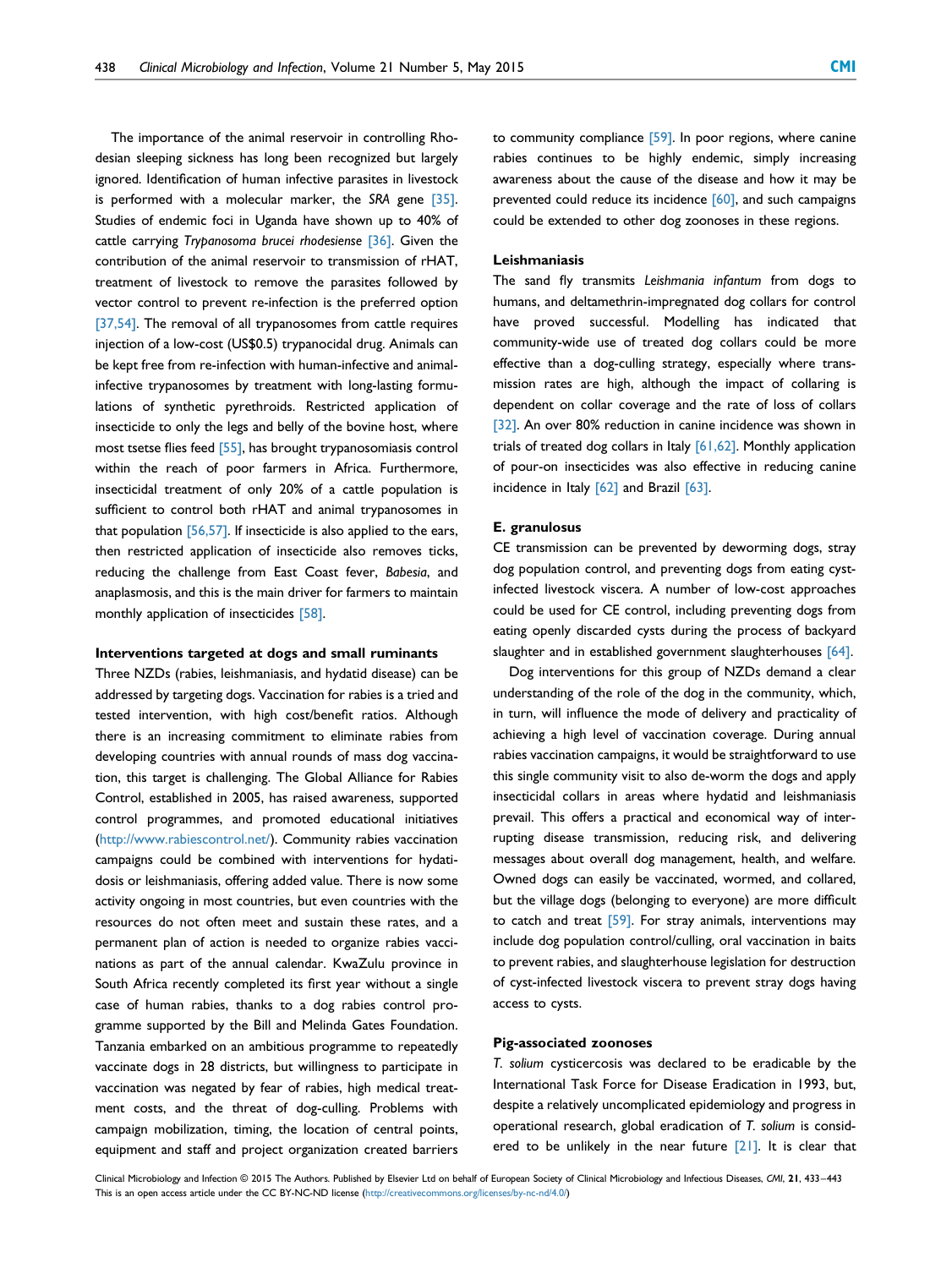The importance of the animal reservoir in controlling Rhodesian sleeping sickness has long been recognized but largely ignored. Identification of human infective parasites in livestock is performed with a molecular marker, the *SRA* gene [35]. Studies of endemic foci in Uganda have shown up to 40% of cattle carrying *Trypanosoma brucei rhodesiense* [36]. Given the contribution of the animal reservoir to transmission of rHAT, treatment of livestock to remove the parasites followed by vector control to prevent re-infection is the preferred option [37,54]. The removal of all trypanosomes from cattle requires injection of a low-cost (US$0.5) trypanocidal drug. Animals can be kept free from re-infection with human-infective and animal-infective trypanosomes by treatment with long-lasting formulations of synthetic pyrethroids. Restricted application of insecticide to only the legs and belly of the bovine host, where most tsetse flies feed [55], has brought trypanosomiasis control within the reach of poor farmers in Africa. Furthermore, insecticidal treatment of only 20% of a cattle population is sufficient to control both rHAT and animal trypanosomes in that population [56,57]. If insecticide is also applied to the ears, then restricted application of insecticide also removes ticks, reducing the challenge from East Coast fever, *Babesia*, and anaplasmosis, and this is the main driver for farmers to maintain monthly application of insecticides [58].

#### Interventions targeted at dogs and small ruminants

Three NZDs (rabies, leishmaniasis, and hydatid disease) can be addressed by targeting dogs. Vaccination for rabies is a tried and tested intervention, with high cost/benefit ratios. Although there is an increasing commitment to eliminate rabies from developing countries with annual rounds of mass dog vaccination, this target is challenging. The Global Alliance for Rabies Control, established in 2005, has raised awareness, supported control programmes, and promoted educational initiatives (http://www.rabiescontrol.net/). Community rabies vaccination campaigns could be combined with interventions for hydatidosis or leishmaniasis, offering added value. There is now some activity ongoing in most countries, but even countries with the resources do not often meet and sustain these rates, and a permanent plan of action is needed to organize rabies vaccinations as part of the annual calendar. KwaZulu province in South Africa recently completed its first year without a single case of human rabies, thanks to a dog rabies control programme supported by the Bill and Melinda Gates Foundation. Tanzania embarked on an ambitious programme to repeatedly vaccinate dogs in 28 districts, but willingness to participate in vaccination was negated by fear of rabies, high medical treatment costs, and the threat of dog-culling. Problems with campaign mobilization, timing, the location of central points, equipment and staff and project organization created barriers to community compliance [59]. In poor regions, where canine rabies continues to be highly endemic, simply increasing awareness about the cause of the disease and how it may be prevented could reduce its incidence [60], and such campaigns could be extended to other dog zoonoses in these regions.

#### Leishmaniasis

The sand fly transmits *Leishmania infantum* from dogs to humans, and deltamethrin-impregnated dog collars for control have proved successful. Modelling has indicated that community-wide use of treated dog collars could be more effective than a dog-culling strategy, especially where transmission rates are high, although the impact of collaring is dependent on collar coverage and the rate of loss of collars [32]. An over 80% reduction in canine incidence was shown in trials of treated dog collars in Italy [61,62]. Monthly application of pour-on insecticides was also effective in reducing canine incidence in Italy [62] and Brazil [63].

#### E. granulosus

CE transmission can be prevented by deworming dogs, stray dog population control, and preventing dogs from eating cyst-infected livestock viscera. A number of low-cost approaches could be used for CE control, including preventing dogs from eating openly discarded cysts during the process of backyard slaughter and in established government slaughterhouses [64].

Dog interventions for this group of NZDs demand a clear understanding of the role of the dog in the community, which, in turn, will influence the mode of delivery and practicality of achieving a high level of vaccination coverage. During annual rabies vaccination campaigns, it would be straightforward to use this single community visit to also de-worm the dogs and apply insecticidal collars in areas where hydatid and leishmaniasis prevail. This offers a practical and economical way of interrupting disease transmission, reducing risk, and delivering messages about overall dog management, health, and welfare. Owned dogs can easily be vaccinated, wormed, and collared, but the village dogs (belonging to everyone) are more difficult to catch and treat [59]. For stray animals, interventions may include dog population control/culling, oral vaccination in baits to prevent rabies, and slaughterhouse legislation for destruction of cyst-infected livestock viscera to prevent stray dogs having access to cysts.

#### Pig-associated zoonoses

*T. solium* cysticercosis was declared to be eradicable by the International Task Force for Disease Eradication in 1993, but, despite a relatively uncomplicated epidemiology and progress in operational research, global eradication of *T. solium* is considered to be unlikely in the near future [21]. It is clear that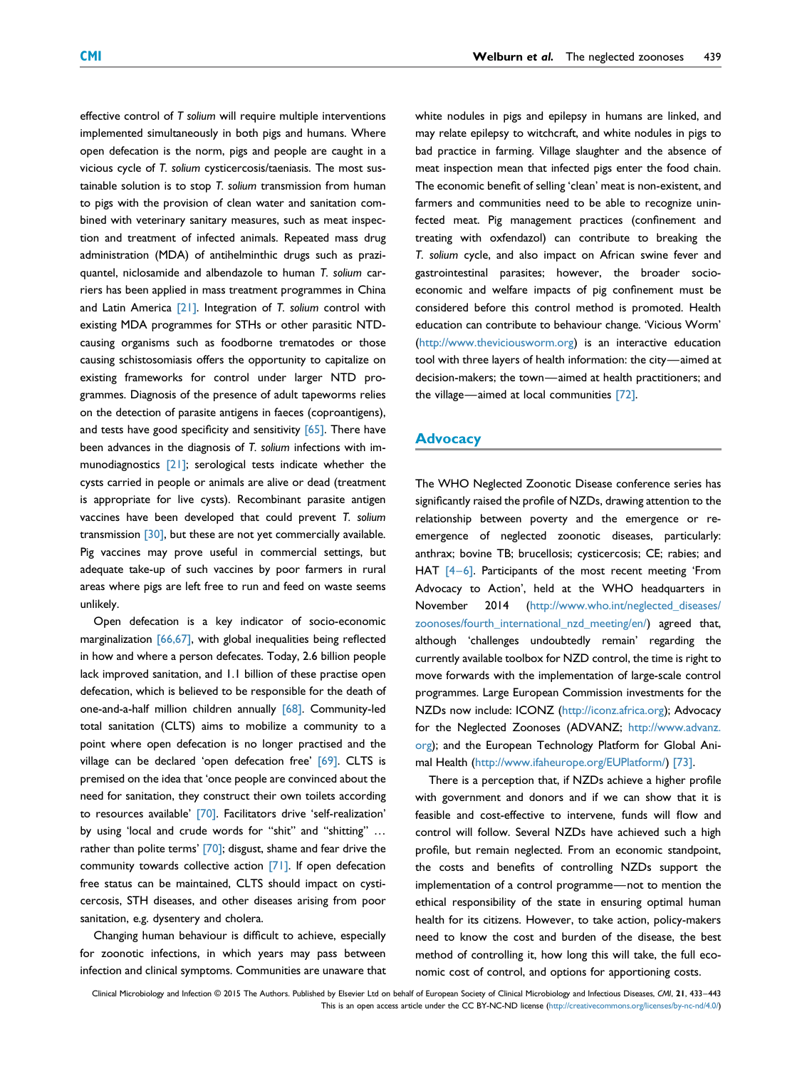effective control of *T solium* will require multiple interventions implemented simultaneously in both pigs and humans. Where open defecation is the norm, pigs and people are caught in a vicious cycle of *T. solium* cysticercosis/taeniasis. The most sustainable solution is to stop *T. solium* transmission from human to pigs with the provision of clean water and sanitation combined with veterinary sanitary measures, such as meat inspection and treatment of infected animals. Repeated mass drug administration (MDA) of antihelminthic drugs such as praziquantel, niclosamide and albendazole to human *T. solium* carriers has been applied in mass treatment programmes in China and Latin America [21]. Integration of *T. solium* control with existing MDA programmes for STHs or other parasitic NTD-causing organisms such as foodborne trematodes or those causing schistosomiasis offers the opportunity to capitalize on existing frameworks for control under larger NTD programmes. Diagnosis of the presence of adult tapeworms relies on the detection of parasite antigens in faeces (coproantigens), and tests have good specificity and sensitivity [65]. There have been advances in the diagnosis of *T. solium* infections with immunodiagnostics [21]; serological tests indicate whether the cysts carried in people or animals are alive or dead (treatment is appropriate for live cysts). Recombinant parasite antigen vaccines have been developed that could prevent *T. solium* transmission [30], but these are not yet commercially available. Pig vaccines may prove useful in commercial settings, but adequate take-up of such vaccines by poor farmers in rural areas where pigs are left free to run and feed on waste seems unlikely.

Open defecation is a key indicator of socio-economic marginalization [66,67], with global inequalities being reflected in how and where a person defecates. Today, 2.6 billion people lack improved sanitation, and 1.1 billion of these practise open defecation, which is believed to be responsible for the death of one-and-a-half million children annually [68]. Community-led total sanitation (CLTS) aims to mobilize a community to a point where open defecation is no longer practised and the village can be declared 'open defecation free' [69]. CLTS is premised on the idea that 'once people are convinced about the need for sanitation, they construct their own toilets according to resources available' [70]. Facilitators drive 'self-realization' by using 'local and crude words for "shit" and "shitting" … rather than polite terms' [70]; disgust, shame and fear drive the community towards collective action [71]. If open defecation free status can be maintained, CLTS should impact on cysticercosis, STH diseases, and other diseases arising from poor sanitation, e.g. dysentery and cholera.

Changing human behaviour is difficult to achieve, especially for zoonotic infections, in which years may pass between infection and clinical symptoms. Communities are unaware that white nodules in pigs and epilepsy in humans are linked, and may relate epilepsy to witchcraft, and white nodules in pigs to bad practice in farming. Village slaughter and the absence of meat inspection mean that infected pigs enter the food chain. The economic benefit of selling 'clean' meat is non-existent, and farmers and communities need to be able to recognize uninfected meat. Pig management practices (confinement and treating with oxfendazol) can contribute to breaking the *T. solium* cycle, and also impact on African swine fever and gastrointestinal parasites; however, the broader socio-economic and welfare impacts of pig confinement must be considered before this control method is promoted. Health education can contribute to behaviour change. 'Vicious Worm' (http://www.theviciousworm.org) is an interactive education tool with three layers of health information: the city—aimed at decision-makers; the town—aimed at health practitioners; and the village—aimed at local communities [72].

## Advocacy

The WHO Neglected Zoonotic Disease conference series has significantly raised the profile of NZDs, drawing attention to the relationship between poverty and the emergence or re-emergence of neglected zoonotic diseases, particularly: anthrax; bovine TB; brucellosis; cysticercosis; CE; rabies; and HAT [4–6]. Participants of the most recent meeting 'From Advocacy to Action', held at the WHO headquarters in November 2014 (http://www.who.int/neglected_diseases/zoonoses/fourth_international_nzd_meeting/en/) agreed that, although 'challenges undoubtedly remain' regarding the currently available toolbox for NZD control, the time is right to move forwards with the implementation of large-scale control programmes. Large European Commission investments for the NZDs now include: ICONZ (http://iconz.africa.org); Advocacy for the Neglected Zoonoses (ADVANZ; http://www.advanz.org); and the European Technology Platform for Global Animal Health (http://www.ifaheurope.org/EUPlatform/) [73].

There is a perception that, if NZDs achieve a higher profile with government and donors and if we can show that it is feasible and cost-effective to intervene, funds will flow and control will follow. Several NZDs have achieved such a high profile, but remain neglected. From an economic standpoint, the costs and benefits of controlling NZDs support the implementation of a control programme—not to mention the ethical responsibility of the state in ensuring optimal human health for its citizens. However, to take action, policy-makers need to know the cost and burden of the disease, the best method of controlling it, how long this will take, the full economic cost of control, and options for apportioning costs.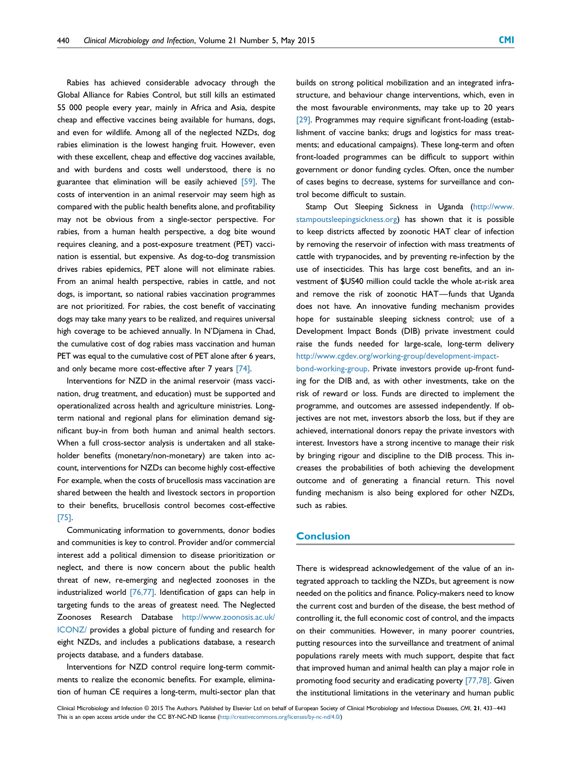Rabies has achieved considerable advocacy through the Global Alliance for Rabies Control, but still kills an estimated 55 000 people every year, mainly in Africa and Asia, despite cheap and effective vaccines being available for humans, dogs, and even for wildlife. Among all of the neglected NZDs, dog rabies elimination is the lowest hanging fruit. However, even with these excellent, cheap and effective dog vaccines available, and with burdens and costs well understood, there is no guarantee that elimination will be easily achieved [59]. The costs of intervention in an animal reservoir may seem high as compared with the public health benefits alone, and profitability may not be obvious from a single-sector perspective. For rabies, from a human health perspective, a dog bite wound requires cleaning, and a post-exposure treatment (PET) vaccination is essential, but expensive. As dog-to-dog transmission drives rabies epidemics, PET alone will not eliminate rabies. From an animal health perspective, rabies in cattle, and not dogs, is important, so national rabies vaccination programmes are not prioritized. For rabies, the cost benefit of vaccinating dogs may take many years to be realized, and requires universal high coverage to be achieved annually. In N'Djamena in Chad, the cumulative cost of dog rabies mass vaccination and human PET was equal to the cumulative cost of PET alone after 6 years, and only became more cost-effective after 7 years [74].

Interventions for NZD in the animal reservoir (mass vaccination, drug treatment, and education) must be supported and operationalized across health and agriculture ministries. Long-term national and regional plans for elimination demand significant buy-in from both human and animal health sectors. When a full cross-sector analysis is undertaken and all stakeholder benefits (monetary/non-monetary) are taken into account, interventions for NZDs can become highly cost-effective For example, when the costs of brucellosis mass vaccination are shared between the health and livestock sectors in proportion to their benefits, brucellosis control becomes cost-effective [75].

Communicating information to governments, donor bodies and communities is key to control. Provider and/or commercial interest add a political dimension to disease prioritization or neglect, and there is now concern about the public health threat of new, re-emerging and neglected zoonoses in the industrialized world [76,77]. Identification of gaps can help in targeting funds to the areas of greatest need. The Neglected Zoonoses Research Database http://www.zoonosis.ac.uk/ICONZ/ provides a global picture of funding and research for eight NZDs, and includes a publications database, a research projects database, and a funders database.

Interventions for NZD control require long-term commitments to realize the economic benefits. For example, elimination of human CE requires a long-term, multi-sector plan that builds on strong political mobilization and an integrated infrastructure, and behaviour change interventions, which, even in the most favourable environments, may take up to 20 years [29]. Programmes may require significant front-loading (establishment of vaccine banks; drugs and logistics for mass treatments; and educational campaigns). These long-term and often front-loaded programmes can be difficult to support within government or donor funding cycles. Often, once the number of cases begins to decrease, systems for surveillance and control become difficult to sustain.

Stamp Out Sleeping Sickness in Uganda (http://www.stampoutsleepingsickness.org) has shown that it is possible to keep districts affected by zoonotic HAT clear of infection by removing the reservoir of infection with mass treatments of cattle with trypanocides, and by preventing re-infection by the use of insecticides. This has large cost benefits, and an investment of $US40 million could tackle the whole at-risk area and remove the risk of zoonotic HAT—funds that Uganda does not have. An innovative funding mechanism provides hope for sustainable sleeping sickness control; use of a Development Impact Bonds (DIB) private investment could raise the funds needed for large-scale, long-term delivery http://www.cgdev.org/working-group/development-impact-bond-working-group. Private investors provide up-front funding for the DIB and, as with other investments, take on the risk of reward or loss. Funds are directed to implement the programme, and outcomes are assessed independently. If objectives are not met, investors absorb the loss, but if they are achieved, international donors repay the private investors with interest. Investors have a strong incentive to manage their risk by bringing rigour and discipline to the DIB process. This increases the probabilities of both achieving the development outcome and of generating a financial return. This novel funding mechanism is also being explored for other NZDs, such as rabies.

## Conclusion

There is widespread acknowledgement of the value of an integrated approach to tackling the NZDs, but agreement is now needed on the politics and finance. Policy-makers need to know the current cost and burden of the disease, the best method of controlling it, the full economic cost of control, and the impacts on their communities. However, in many poorer countries, putting resources into the surveillance and treatment of animal populations rarely meets with much support, despite that fact that improved human and animal health can play a major role in promoting food security and eradicating poverty [77,78]. Given the institutional limitations in the veterinary and human public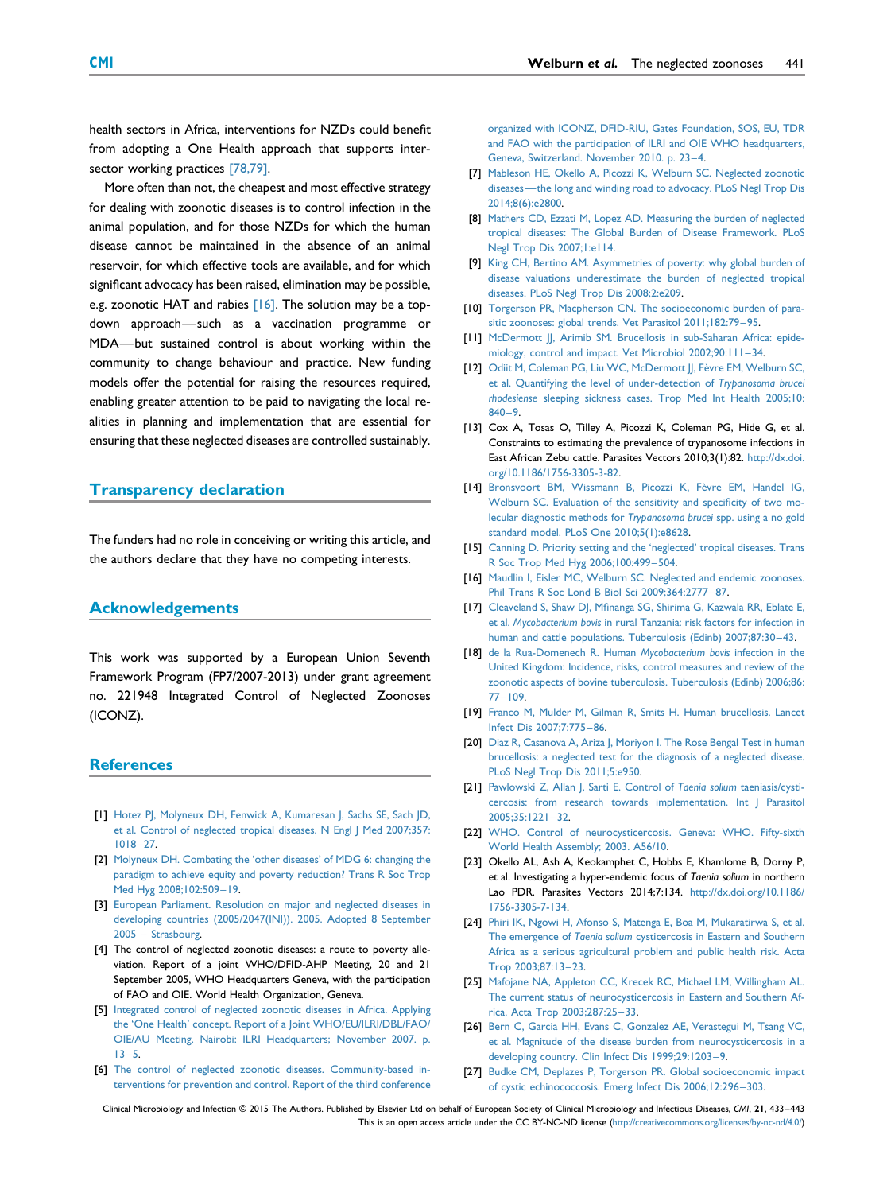health sectors in Africa, interventions for NZDs could benefit from adopting a One Health approach that supports inter-sector working practices [78,79].

More often than not, the cheapest and most effective strategy for dealing with zoonotic diseases is to control infection in the animal population, and for those NZDs for which the human disease cannot be maintained in the absence of an animal reservoir, for which effective tools are available, and for which significant advocacy has been raised, elimination may be possible, e.g. zoonotic HAT and rabies [16]. The solution may be a top-down approach—such as a vaccination programme or MDA—but sustained control is about working within the community to change behaviour and practice. New funding models offer the potential for raising the resources required, enabling greater attention to be paid to navigating the local realities in planning and implementation that are essential for ensuring that these neglected diseases are controlled sustainably.

## Transparency declaration

The funders had no role in conceiving or writing this article, and the authors declare that they have no competing interests.

## Acknowledgements

This work was supported by a European Union Seventh Framework Program (FP7/2007-2013) under grant agreement no. 221948 Integrated Control of Neglected Zoonoses (ICONZ).

## References

[1] Hotez PJ, Molyneux DH, Fenwick A, Kumaresan J, Sachs SE, Sach JD, et al. Control of neglected tropical diseases. N Engl J Med 2007;357:1018–27.

[2] Molyneux DH. Combating the 'other diseases' of MDG 6: changing the paradigm to achieve equity and poverty reduction? Trans R Soc Trop Med Hyg 2008;102:509–19.

[3] European Parliament. Resolution on major and neglected diseases in developing countries (2005/2047(INI)). 2005. Adopted 8 September 2005 – Strasbourg.

[4] The control of neglected zoonotic diseases: a route to poverty alleviation. Report of a joint WHO/DFID-AHP Meeting, 20 and 21 September 2005, WHO Headquarters Geneva, with the participation of FAO and OIE. World Health Organization, Geneva.

[5] Integrated control of neglected zoonotic diseases in Africa. Applying the 'One Health' concept. Report of a Joint WHO/EU/ILRI/DBL/FAO/OIE/AU Meeting. Nairobi: ILRI Headquarters; November 2007. p. 13–5.

[6] The control of neglected zoonotic diseases. Community-based interventions for prevention and control. Report of the third conference organized with ICONZ, DFID-RIU, Gates Foundation, SOS, EU, TDR and FAO with the participation of ILRI and OIE WHO headquarters, Geneva, Switzerland. November 2010. p. 23–4.

[7] Mableson HE, Okello A, Picozzi K, Welburn SC. Neglected zoonotic diseases—the long and winding road to advocacy. PLoS Negl Trop Dis 2014;8(6):e2800.

[8] Mathers CD, Ezzati M, Lopez AD. Measuring the burden of neglected tropical diseases: The Global Burden of Disease Framework. PLoS Negl Trop Dis 2007;1:e114.

[9] King CH, Bertino AM. Asymmetries of poverty: why global burden of disease valuations underestimate the burden of neglected tropical diseases. PLoS Negl Trop Dis 2008;2:e209.

[10] Torgerson PR, Macpherson CN. The socioeconomic burden of parasitic zoonoses: global trends. Vet Parasitol 2011;182:79–95.

[11] McDermott JJ, Arimib SM. Brucellosis in sub-Saharan Africa: epidemiology, control and impact. Vet Microbiol 2002;90:111–34.

[12] Odiit M, Coleman PG, Liu WC, McDermott JJ, Fèvre EM, Welburn SC, et al. Quantifying the level of under-detection of *Trypanosoma brucei rhodesiense* sleeping sickness cases. Trop Med Int Health 2005;10:840–9.

[13] Cox A, Tosas O, Tilley A, Picozzi K, Coleman PG, Hide G, et al. Constraints to estimating the prevalence of trypanosome infections in East African Zebu cattle. Parasites Vectors 2010;3(1):82. http://dx.doi.org/10.1186/1756-3305-3-82.

[14] Bronsvoort BM, Wissmann B, Picozzi K, Fèvre EM, Handel IG, Welburn SC. Evaluation of the sensitivity and specificity of two molecular diagnostic methods for *Trypanosoma brucei* spp. using a no gold standard model. PLoS One 2010;5(1):e8628.

[15] Canning D. Priority setting and the 'neglected' tropical diseases. Trans R Soc Trop Med Hyg 2006;100:499–504.

[16] Maudlin I, Eisler MC, Welburn SC. Neglected and endemic zoonoses. Phil Trans R Soc Lond B Biol Sci 2009;364:2777–87.

[17] Cleaveland S, Shaw DJ, Mfinanga SG, Shirima G, Kazwala RR, Eblate E, et al. *Mycobacterium bovis* in rural Tanzania: risk factors for infection in human and cattle populations. Tuberculosis (Edinb) 2007;87:30–43.

[18] de la Rua-Domenech R. Human *Mycobacterium bovis* infection in the United Kingdom: Incidence, risks, control measures and review of the zoonotic aspects of bovine tuberculosis. Tuberculosis (Edinb) 2006;86:77–109.

[19] Franco M, Mulder M, Gilman R, Smits H. Human brucellosis. Lancet Infect Dis 2007;7:775–86.

[20] Diaz R, Casanova A, Ariza J, Moriyon I. The Rose Bengal Test in human brucellosis: a neglected test for the diagnosis of a neglected disease. PLoS Negl Trop Dis 2011;5:e950.

[21] Pawlowski Z, Allan J, Sarti E. Control of *Taenia solium* taeniasis/cysticercosis: from research towards implementation. Int J Parasitol 2005;35:1221–32.

[22] WHO. Control of neurocysticercosis. Geneva: WHO. Fifty-sixth World Health Assembly; 2003. A56/10.

[23] Okello AL, Ash A, Keokamphet C, Hobbs E, Khamlome B, Dorny P, et al. Investigating a hyper-endemic focus of *Taenia solium* in northern Lao PDR. Parasites Vectors 2014;7:134. http://dx.doi.org/10.1186/1756-3305-7-134.

[24] Phiri IK, Ngowi H, Afonso S, Matenga E, Boa M, Mukaratirwa S, et al. The emergence of *Taenia solium* cysticercosis in Eastern and Southern Africa as a serious agricultural problem and public health risk. Acta Trop 2003;87:13–23.

[25] Mafojane NA, Appleton CC, Krecek RC, Michael LM, Willingham AL. The current status of neurocysticercosis in Eastern and Southern Africa. Acta Trop 2003;287:25–33.

[26] Bern C, Garcia HH, Evans C, Gonzalez AE, Verastegui M, Tsang VC, et al. Magnitude of the disease burden from neurocysticercosis in a developing country. Clin Infect Dis 1999;29:1203–9.

[27] Budke CM, Deplazes P, Torgerson PR. Global socioeconomic impact of cystic echinococcosis. Emerg Infect Dis 2006;12:296–303.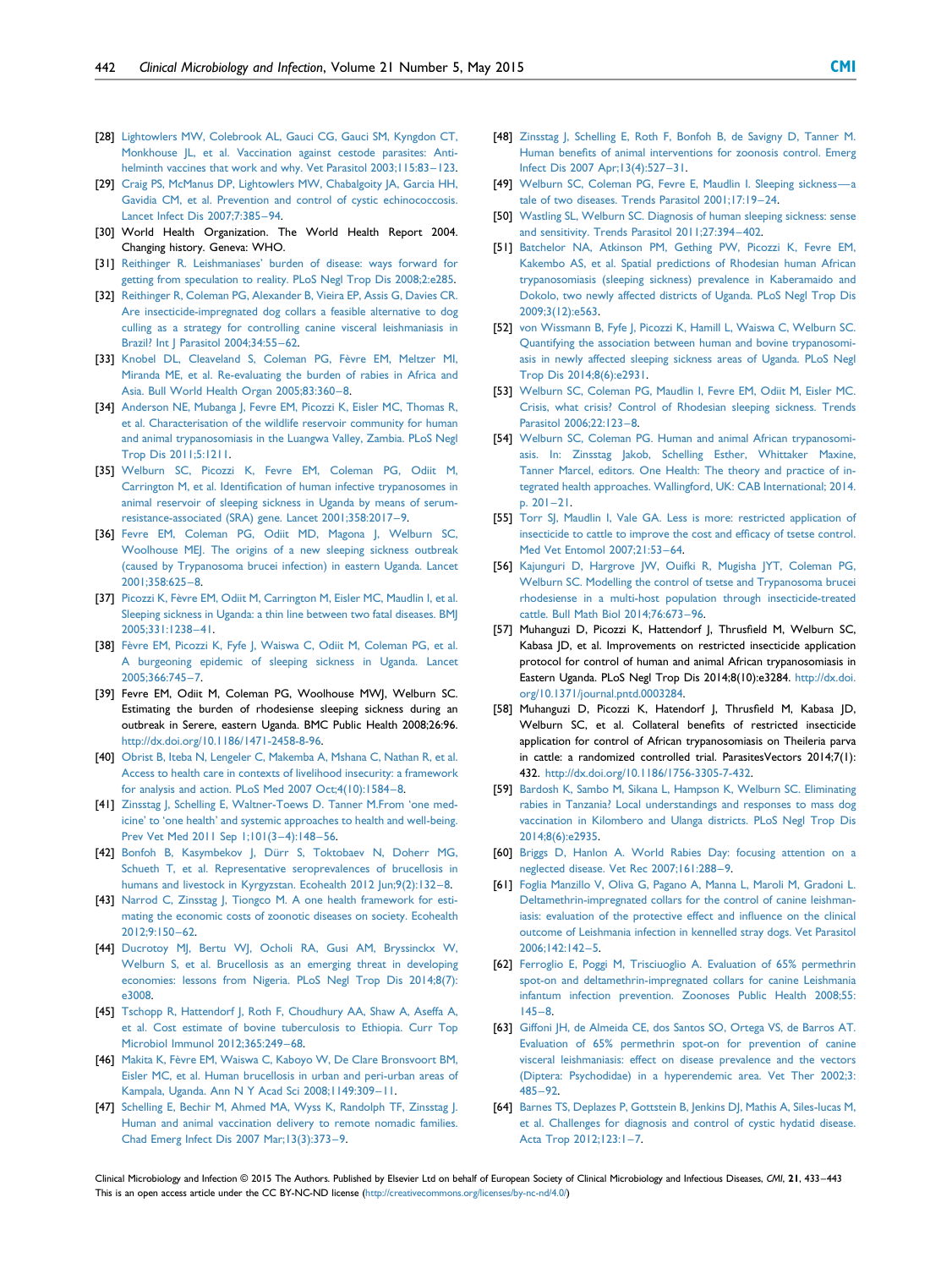[28] Lightowlers MW, Colebrook AL, Gauci CG, Gauci SM, Kyngdon CT, Monkhouse JL, et al. Vaccination against cestode parasites: Anti-helminth vaccines that work and why. Vet Parasitol 2003;115:83–123.

[29] Craig PS, McManus DP, Lightowlers MW, Chabalgoity JA, Garcia HH, Gavidia CM, et al. Prevention and control of cystic echinococcosis. Lancet Infect Dis 2007;7:385–94.

[30] World Health Organization. The World Health Report 2004. Changing history. Geneva: WHO.

[31] Reithinger R. Leishmaniases' burden of disease: ways forward for getting from speculation to reality. PLoS Negl Trop Dis 2008;2:e285.

[32] Reithinger R, Coleman PG, Alexander B, Vieira EP, Assis G, Davies CR. Are insecticide-impregnated dog collars a feasible alternative to dog culling as a strategy for controlling canine visceral leishmaniasis in Brazil? Int J Parasitol 2004;34:55–62.

[33] Knobel DL, Cleaveland S, Coleman PG, Fèvre EM, Meltzer MI, Miranda ME, et al. Re-evaluating the burden of rabies in Africa and Asia. Bull World Health Organ 2005;83:360–8.

[34] Anderson NE, Mubanga J, Fevre EM, Picozzi K, Eisler MC, Thomas R, et al. Characterisation of the wildlife reservoir community for human and animal trypanosomiasis in the Luangwa Valley, Zambia. PLoS Negl Trop Dis 2011;5:1211.

[35] Welburn SC, Picozzi K, Fevre EM, Coleman PG, Odiit M, Carrington M, et al. Identification of human infective trypanosomes in animal reservoir of sleeping sickness in Uganda by means of serum-resistance-associated (SRA) gene. Lancet 2001;358:2017–9.

[36] Fevre EM, Coleman PG, Odiit MD, Magona J, Welburn SC, Woolhouse MEJ. The origins of a new sleeping sickness outbreak (caused by Trypanosoma brucei infection) in eastern Uganda. Lancet 2001;358:625–8.

[37] Picozzi K, Fèvre EM, Odiit M, Carrington M, Eisler MC, Maudlin I, et al. Sleeping sickness in Uganda: a thin line between two fatal diseases. BMJ 2005;331:1238–41.

[38] Fèvre EM, Picozzi K, Fyfe J, Waiswa C, Odiit M, Coleman PG, et al. A burgeoning epidemic of sleeping sickness in Uganda. Lancet 2005;366:745–7.

[39] Fevre EM, Odiit M, Coleman PG, Woolhouse MWJ, Welburn SC. Estimating the burden of rhodesiense sleeping sickness during an outbreak in Serere, eastern Uganda. BMC Public Health 2008;26:96. http://dx.doi.org/10.1186/1471-2458-8-96.

[40] Obrist B, Iteba N, Lengeler C, Makemba A, Mshana C, Nathan R, et al. Access to health care in contexts of livelihood insecurity: a framework for analysis and action. PLoS Med 2007 Oct;4(10):1584–8.

[41] Zinsstag J, Schelling E, Waltner-Toews D. Tanner M.From 'one medicine' to 'one health' and systemic approaches to health and well-being. Prev Vet Med 2011 Sep 1;101(3–4):148–56.

[42] Bonfoh B, Kasymbekov J, Dürr S, Toktobaev N, Doherr MG, Schueth T, et al. Representative seroprevalences of brucellosis in humans and livestock in Kyrgyzstan. Ecohealth 2012 Jun;9(2):132–8.

[43] Narrod C, Zinsstag J, Tiongco M. A one health framework for estimating the economic costs of zoonotic diseases on society. Ecohealth 2012;9:150–62.

[44] Ducrotoy MJ, Bertu WJ, Ocholi RA, Gusi AM, Bryssinckx W, Welburn S, et al. Brucellosis as an emerging threat in developing economies: lessons from Nigeria. PLoS Negl Trop Dis 2014;8(7):e3008.

[45] Tschopp R, Hattendorf J, Roth F, Choudhury AA, Shaw A, Aseffa A, et al. Cost estimate of bovine tuberculosis to Ethiopia. Curr Top Microbiol Immunol 2012;365:249–68.

[46] Makita K, Fèvre EM, Waiswa C, Kaboyo W, De Clare Bronsvoort BM, Eisler MC, et al. Human brucellosis in urban and peri-urban areas of Kampala, Uganda. Ann N Y Acad Sci 2008;1149:309–11.

[47] Schelling E, Bechir M, Ahmed MA, Wyss K, Randolph TF, Zinsstag J. Human and animal vaccination delivery to remote nomadic families. Chad Emerg Infect Dis 2007 Mar;13(3):373–9.

[48] Zinsstag J, Schelling E, Roth F, Bonfoh B, de Savigny D, Tanner M. Human benefits of animal interventions for zoonosis control. Emerg Infect Dis 2007 Apr;13(4):527–31.

[49] Welburn SC, Coleman PG, Fevre E, Maudlin I. Sleeping sickness—a tale of two diseases. Trends Parasitol 2001;17:19–24.

[50] Wastling SL, Welburn SC. Diagnosis of human sleeping sickness: sense and sensitivity. Trends Parasitol 2011;27:394–402.

[51] Batchelor NA, Atkinson PM, Gething PW, Picozzi K, Fevre EM, Kakembo AS, et al. Spatial predictions of Rhodesian human African trypanosomiasis (sleeping sickness) prevalence in Kaberamaido and Dokolo, two newly affected districts of Uganda. PLoS Negl Trop Dis 2009;3(12):e563.

[52] von Wissmann B, Fyfe J, Picozzi K, Hamill L, Waiswa C, Welburn SC. Quantifying the association between human and bovine trypanosomiasis in newly affected sleeping sickness areas of Uganda. PLoS Negl Trop Dis 2014;8(6):e2931.

[53] Welburn SC, Coleman PG, Maudlin I, Fevre EM, Odiit M, Eisler MC. Crisis, what crisis? Control of Rhodesian sleeping sickness. Trends Parasitol 2006;22:123–8.

[54] Welburn SC, Coleman PG. Human and animal African trypanosomiasis. In: Zinsstag Jakob, Schelling Esther, Whittaker Maxine, Tanner Marcel, editors. One Health: The theory and practice of integrated health approaches. Wallingford, UK: CAB International; 2014. p. 201–21.

[55] Torr SJ, Maudlin I, Vale GA. Less is more: restricted application of insecticide to cattle to improve the cost and efficacy of tsetse control. Med Vet Entomol 2007;21:53–64.

[56] Kajunguri D, Hargrove JW, Ouifki R, Mugisha JYT, Coleman PG, Welburn SC. Modelling the control of tsetse and Trypanosoma brucei rhodesiense in a multi-host population through insecticide-treated cattle. Bull Math Biol 2014;76:673–96.

[57] Muhanguzi D, Picozzi K, Hattendorf J, Thrusfield M, Welburn SC, Kabasa JD, et al. Improvements on restricted insecticide application protocol for control of human and animal African trypanosomiasis in Eastern Uganda. PLoS Negl Trop Dis 2014;8(10):e3284. http://dx.doi.org/10.1371/journal.pntd.0003284.

[58] Muhanguzi D, Picozzi K, Hatendorf J, Thrusfield M, Kabasa JD, Welburn SC, et al. Collateral benefits of restricted insecticide application for control of African trypanosomiasis on Theileria parva in cattle: a randomized controlled trial. ParasitesVectors 2014;7(1):432. http://dx.doi.org/10.1186/1756-3305-7-432.

[59] Bardosh K, Sambo M, Sikana L, Hampson K, Welburn SC. Eliminating rabies in Tanzania? Local understandings and responses to mass dog vaccination in Kilombero and Ulanga districts. PLoS Negl Trop Dis 2014;8(6):e2935.

[60] Briggs D, Hanlon A. World Rabies Day: focusing attention on a neglected disease. Vet Rec 2007;161:288–9.

[61] Foglia Manzillo V, Oliva G, Pagano A, Manna L, Maroli M, Gradoni L. Deltamethrin-impregnated collars for the control of canine leishmaniasis: evaluation of the protective effect and influence on the clinical outcome of Leishmania infection in kennelled stray dogs. Vet Parasitol 2006;142:142–5.

[62] Ferroglio E, Poggi M, Trisciuoglio A. Evaluation of 65% permethrin spot-on and deltamethrin-impregnated collars for canine Leishmania infantum infection prevention. Zoonoses Public Health 2008;55:145–8.

[63] Giffoni JH, de Almeida CE, dos Santos SO, Ortega VS, de Barros AT. Evaluation of 65% permethrin spot-on for prevention of canine visceral leishmaniasis: effect on disease prevalence and the vectors (Diptera: Psychodidae) in a hyperendemic area. Vet Ther 2002;3:485–92.

[64] Barnes TS, Deplazes P, Gottstein B, Jenkins DJ, Mathis A, Siles-lucas M, et al. Challenges for diagnosis and control of cystic hydatid disease. Acta Trop 2012;123:1–7.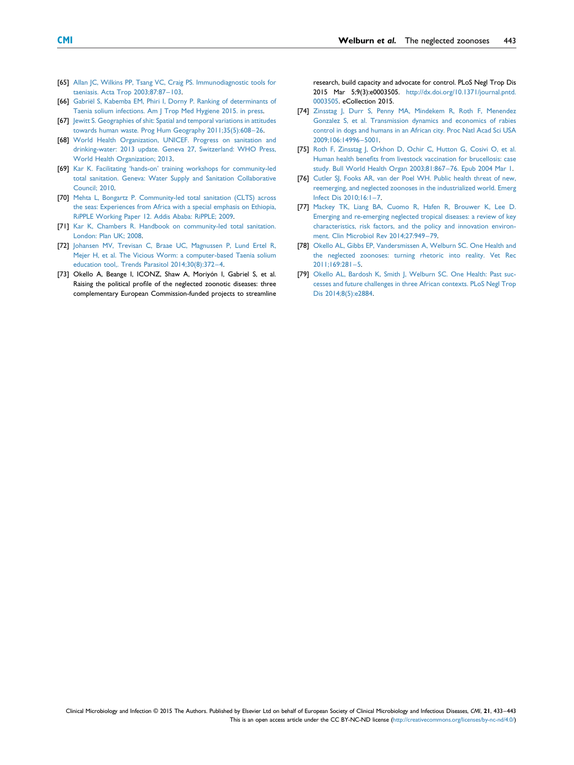[65] Allan JC, Wilkins PP, Tsang VC, Craig PS. Immunodiagnostic tools for taeniasis. Acta Trop 2003;87:87–103.

[66] Gabriël S, Kabemba EM, Phiri I, Dorny P. Ranking of determinants of Taenia solium infections. Am J Trop Med Hygiene 2015. in press.

[67] Jewitt S. Geographies of shit: Spatial and temporal variations in attitudes towards human waste. Prog Hum Geography 2011;35(5):608–26.

[68] World Health Organization, UNICEF. Progress on sanitation and drinking-water: 2013 update. Geneva 27, Switzerland: WHO Press, World Health Organization; 2013.

[69] Kar K. Facilitating 'hands-on' training workshops for community-led total sanitation. Geneva: Water Supply and Sanitation Collaborative Council; 2010.

[70] Mehta L, Bongartz P. Community-led total sanitation (CLTS) across the seas: Experiences from Africa with a special emphasis on Ethiopia, RiPPLE Working Paper 12. Addis Ababa: RiPPLE; 2009.

[71] Kar K, Chambers R. Handbook on community-led total sanitation. London: Plan UK; 2008.

[72] Johansen MV, Trevisan C, Braae UC, Magnussen P, Lund Ertel R, Mejer H, et al. The Vicious Worm: a computer-based Taenia solium education tool,. Trends Parasitol 2014;30(8):372–4.

[73] Okello A, Beange I, ICONZ, Shaw A, Moriyón I, Gabriel S, et al. Raising the political profile of the neglected zoonotic diseases: three complementary European Commission-funded projects to streamline research, build capacity and advocate for control. PLoS Negl Trop Dis 2015 Mar 5;9(3):e0003505. http://dx.doi.org/10.1371/journal.pntd.0003505. eCollection 2015.

[74] Zinsstag J, Durr S, Penny MA, Mindekem R, Roth F, Menendez Gonzalez S, et al. Transmission dynamics and economics of rabies control in dogs and humans in an African city. Proc Natl Acad Sci USA 2009;106:14996–5001.

[75] Roth F, Zinsstag J, Orkhon D, Ochir C, Hutton G, Cosivi O, et al. Human health benefits from livestock vaccination for brucellosis: case study. Bull World Health Organ 2003;81:867–76. Epub 2004 Mar 1.

[76] Cutler SJ, Fooks AR, van der Poel WH. Public health threat of new, reemerging, and neglected zoonoses in the industrialized world. Emerg Infect Dis 2010;16:1–7.

[77] Mackey TK, Liang BA, Cuomo R, Hafen R, Brouwer K, Lee D. Emerging and re-emerging neglected tropical diseases: a review of key characteristics, risk factors, and the policy and innovation environment. Clin Microbiol Rev 2014;27:949–79.

[78] Okello AL, Gibbs EP, Vandersmissen A, Welburn SC. One Health and the neglected zoonoses: turning rhetoric into reality. Vet Rec 2011;169:281–5.

[79] Okello AL, Bardosh K, Smith J, Welburn SC. One Health: Past successes and future challenges in three African contexts. PLoS Negl Trop Dis 2014;8(5):e2884.